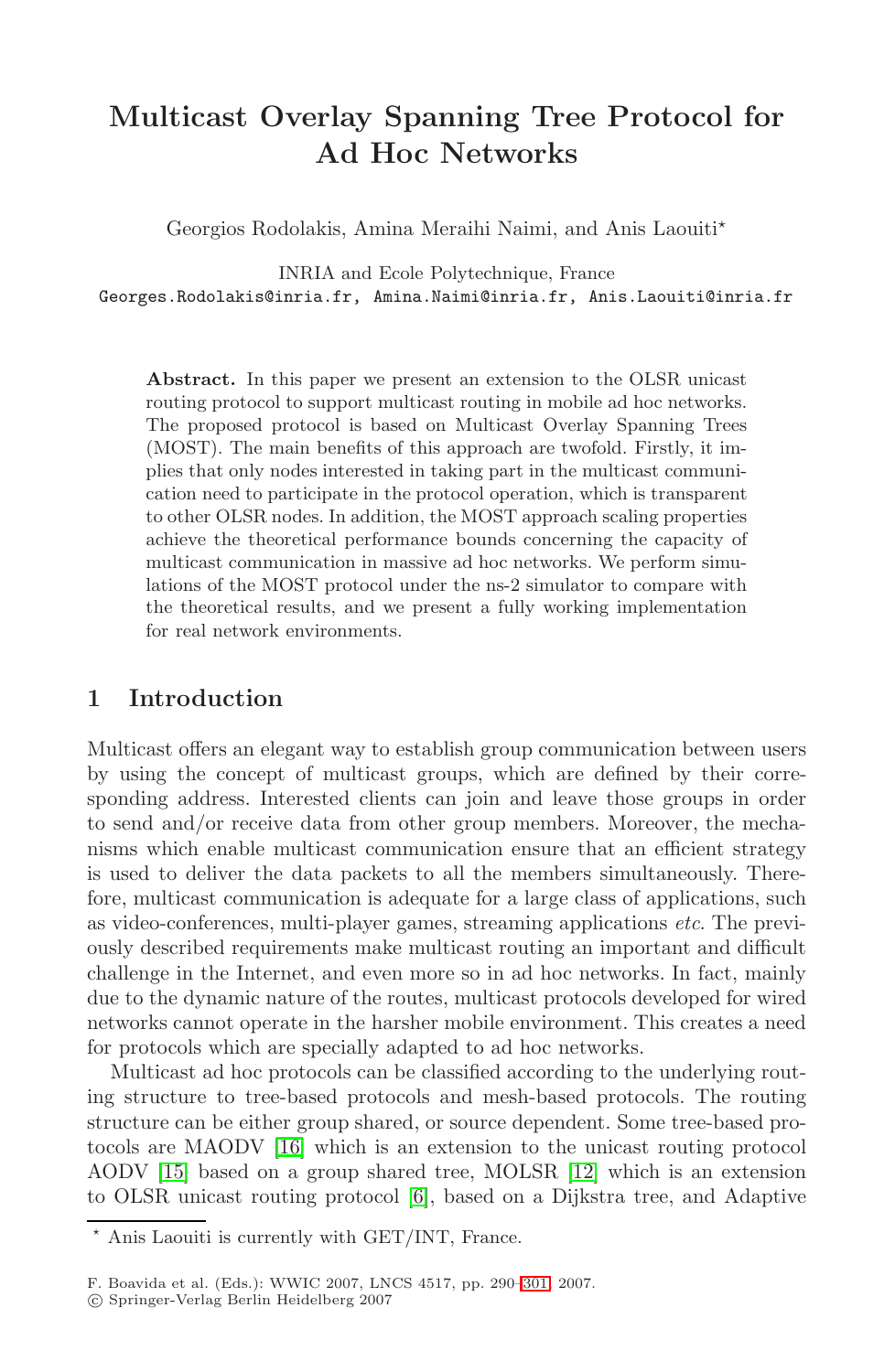# Multicast Overlay Spanning Tree Protocol for Ad Hoc Networks

Georgios Rodolakis, Amina Meraihi Naimi, and Anis Laouiti*

INRIA and Ecole Polytechnique, France
Georges.Rodolakis@inria.fr, Amina.Naimi@inria.fr, Anis.Laouiti@inria.fr

**Abstract.** In this paper we present an extension to the OLSR unicast routing protocol to support multicast routing in mobile ad hoc networks. The proposed protocol is based on Multicast Overlay Spanning Trees (MOST). The main benefits of this approach are twofold. Firstly, it implies that only nodes interested in taking part in the multicast communication need to participate in the protocol operation, which is transparent to other OLSR nodes. In addition, the MOST approach scaling properties achieve the theoretical performance bounds concerning the capacity of multicast communication in massive ad hoc networks. We perform simulations of the MOST protocol under the ns-2 simulator to compare with the theoretical results, and we present a fully working implementation for real network environments.

## 1 Introduction

Multicast offers an elegant way to establish group communication between users by using the concept of multicast groups, which are defined by their corresponding address. Interested clients can join and leave those groups in order to send and/or receive data from other group members. Moreover, the mechanisms which enable multicast communication ensure that an efficient strategy is used to deliver the data packets to all the members simultaneously. Therefore, multicast communication is adequate for a large class of applications, such as video-conferences, multi-player games, streaming applications *etc*. The previously described requirements make multicast routing an important and difficult challenge in the Internet, and even more so in ad hoc networks. In fact, mainly due to the dynamic nature of the routes, multicast protocols developed for wired networks cannot operate in the harsher mobile environment. This creates a need for protocols which are specially adapted to ad hoc networks.

Multicast ad hoc protocols can be classified according to the underlying routing structure to tree-based protocols and mesh-based protocols. The routing structure can be either group shared, or source dependent. Some tree-based protocols are MAODV [16] which is an extension to the unicast routing protocol AODV [15] based on a group shared tree, MOLSR [12] which is an extension to OLSR unicast routing protocol [6], based on a Dijkstra tree, and Adaptive

* Anis Laouiti is currently with GET/INT, France.

F. Boavida et al. (Eds.): WWIC 2007, LNCS 4517, pp. 290–301, 2007.
© Springer-Verlag Berlin Heidelberg 2007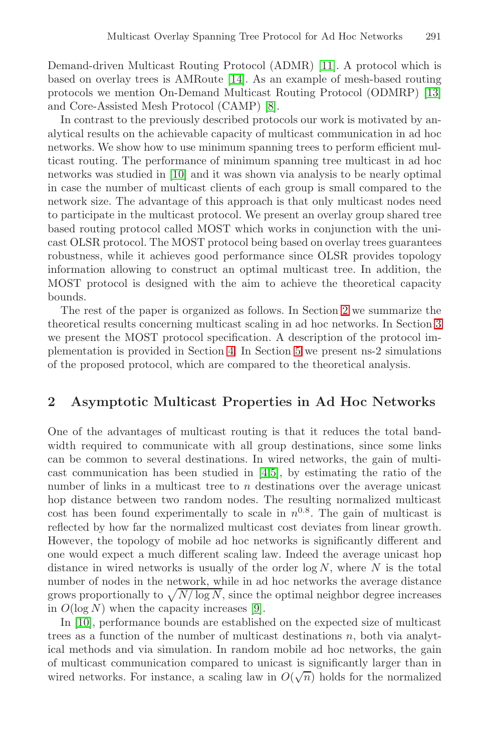Demand-driven Multicast Routing Protocol (ADMR) [11]. A protocol which is based on overlay trees is AMRoute [14]. As an example of mesh-based routing protocols we mention On-Demand Multicast Routing Protocol (ODMRP) [13] and Core-Assisted Mesh Protocol (CAMP) [8].

In contrast to the previously described protocols our work is motivated by analytical results on the achievable capacity of multicast communication in ad hoc networks. We show how to use minimum spanning trees to perform efficient multicast routing. The performance of minimum spanning tree multicast in ad hoc networks was studied in [10] and it was shown via analysis to be nearly optimal in case the number of multicast clients of each group is small compared to the network size. The advantage of this approach is that only multicast nodes need to participate in the multicast protocol. We present an overlay group shared tree based routing protocol called MOST which works in conjunction with the unicast OLSR protocol. The MOST protocol being based on overlay trees guarantees robustness, while it achieves good performance since OLSR provides topology information allowing to construct an optimal multicast tree. In addition, the MOST protocol is designed with the aim to achieve the theoretical capacity bounds.

The rest of the paper is organized as follows. In Section 2 we summarize the theoretical results concerning multicast scaling in ad hoc networks. In Section 3 we present the MOST protocol specification. A description of the protocol implementation is provided in Section 4. In Section 5 we present ns-2 simulations of the proposed protocol, which are compared to the theoretical analysis.

## 2 Asymptotic Multicast Properties in Ad Hoc Networks

One of the advantages of multicast routing is that it reduces the total bandwidth required to communicate with all group destinations, since some links can be common to several destinations. In wired networks, the gain of multicast communication has been studied in [4,5], by estimating the ratio of the number of links in a multicast tree to $n$ destinations over the average unicast hop distance between two random nodes. The resulting normalized multicast cost has been found experimentally to scale in $n^{0.8}$. The gain of multicast is reflected by how far the normalized multicast cost deviates from linear growth. However, the topology of mobile ad hoc networks is significantly different and one would expect a much different scaling law. Indeed the average unicast hop distance in wired networks is usually of the order $\log N$, where $N$ is the total number of nodes in the network, while in ad hoc networks the average distance grows proportionally to $\sqrt{N/\log N}$, since the optimal neighbor degree increases in $O(\log N)$ when the capacity increases [9].

In [10], performance bounds are established on the expected size of multicast trees as a function of the number of multicast destinations $n$, both via analytical methods and via simulation. In random mobile ad hoc networks, the gain of multicast communication compared to unicast is significantly larger than in wired networks. For instance, a scaling law in $O(\sqrt{n})$ holds for the normalized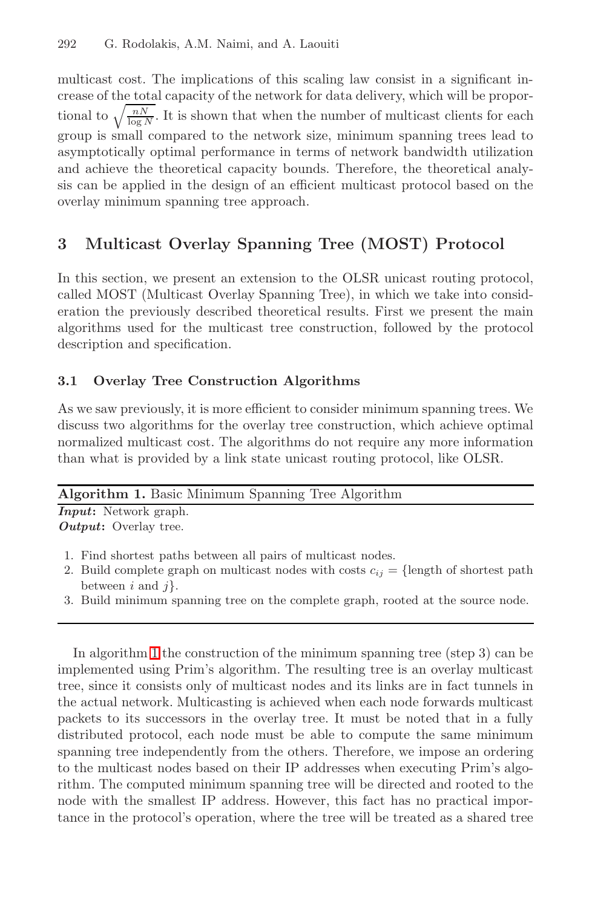multicast cost. The implications of this scaling law consist in a significant increase of the total capacity of the network for data delivery, which will be proportional to $\sqrt{\frac{nN}{\log N}}$. It is shown that when the number of multicast clients for each group is small compared to the network size, minimum spanning trees lead to asymptotically optimal performance in terms of network bandwidth utilization and achieve the theoretical capacity bounds. Therefore, the theoretical analysis can be applied in the design of an efficient multicast protocol based on the overlay minimum spanning tree approach.

## 3 Multicast Overlay Spanning Tree (MOST) Protocol

In this section, we present an extension to the OLSR unicast routing protocol, called MOST (Multicast Overlay Spanning Tree), in which we take into consideration the previously described theoretical results. First we present the main algorithms used for the multicast tree construction, followed by the protocol description and specification.

### 3.1 Overlay Tree Construction Algorithms

As we saw previously, it is more efficient to consider minimum spanning trees. We discuss two algorithms for the overlay tree construction, which achieve optimal normalized multicast cost. The algorithms do not require any more information than what is provided by a link state unicast routing protocol, like OLSR.

**Algorithm 1.** Basic Minimum Spanning Tree Algorithm

***Input*:** Network graph.
***Output*:** Overlay tree.

1. Find shortest paths between all pairs of multicast nodes.
2. Build complete graph on multicast nodes with costs $c_{ij}$ = {length of shortest path between $i$ and $j$}.
3. Build minimum spanning tree on the complete graph, rooted at the source node.

In algorithm 1 the construction of the minimum spanning tree (step 3) can be implemented using Prim's algorithm. The resulting tree is an overlay multicast tree, since it consists only of multicast nodes and its links are in fact tunnels in the actual network. Multicasting is achieved when each node forwards multicast packets to its successors in the overlay tree. It must be noted that in a fully distributed protocol, each node must be able to compute the same minimum spanning tree independently from the others. Therefore, we impose an ordering to the multicast nodes based on their IP addresses when executing Prim's algorithm. The computed minimum spanning tree will be directed and rooted to the node with the smallest IP address. However, this fact has no practical importance in the protocol's operation, where the tree will be treated as a shared tree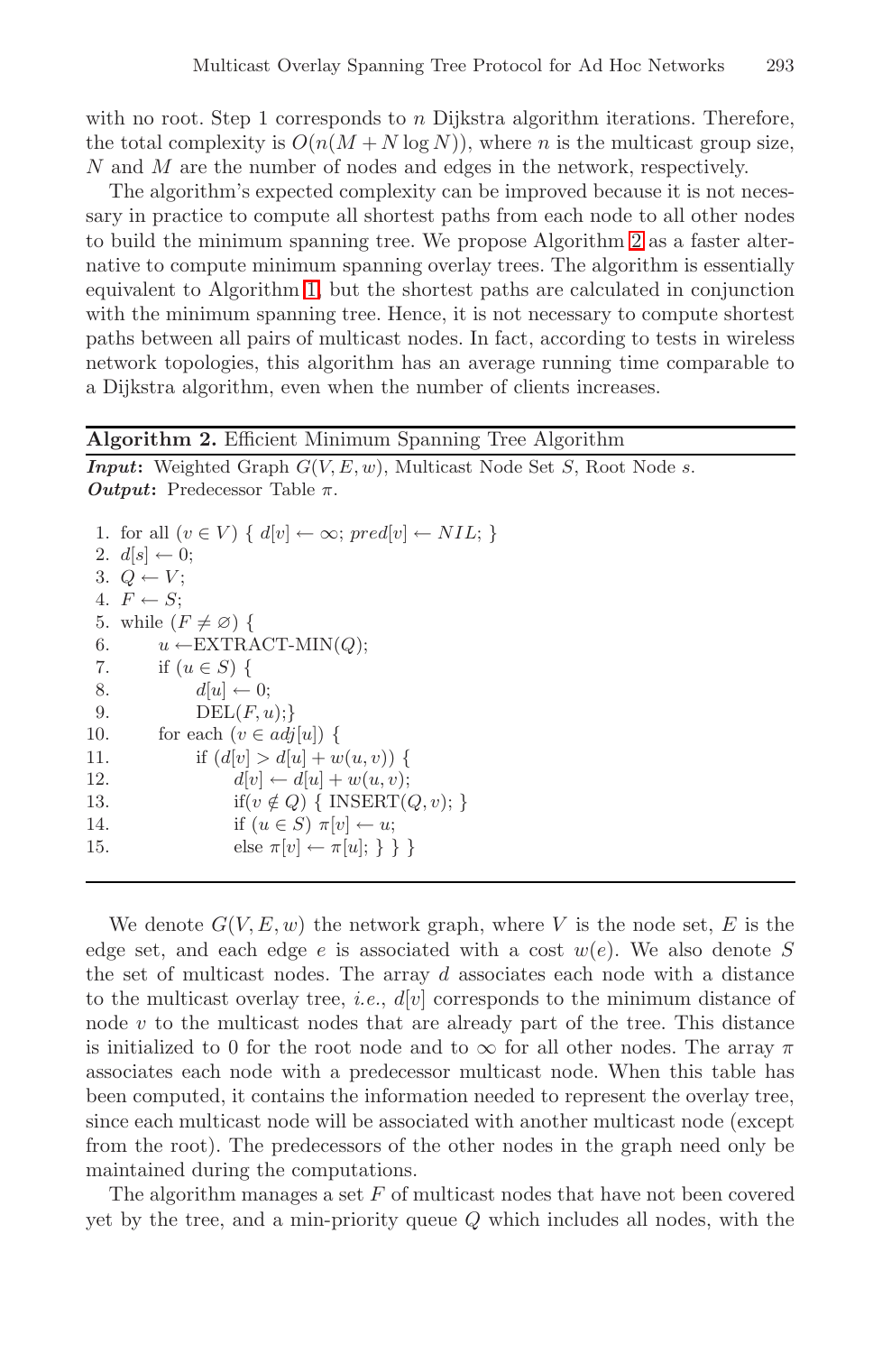with no root. Step 1 corresponds to $n$ Dijkstra algorithm iterations. Therefore, the total complexity is $O(n(M + N \log N))$, where $n$ is the multicast group size, $N$ and $M$ are the number of nodes and edges in the network, respectively.

The algorithm's expected complexity can be improved because it is not necessary in practice to compute all shortest paths from each node to all other nodes to build the minimum spanning tree. We propose Algorithm 2 as a faster alternative to compute minimum spanning overlay trees. The algorithm is essentially equivalent to Algorithm 1, but the shortest paths are calculated in conjunction with the minimum spanning tree. Hence, it is not necessary to compute shortest paths between all pairs of multicast nodes. In fact, according to tests in wireless network topologies, this algorithm has an average running time comparable to a Dijkstra algorithm, even when the number of clients increases.

**Algorithm 2.** Efficient Minimum Spanning Tree Algorithm

***Input*:** Weighted Graph $G(V, E, w)$, Multicast Node Set $S$, Root Node $s$.
***Output*:** Predecessor Table $\pi$.

```
 1. for all (v ∈ V) { d[v] ← ∞; pred[v] ← NIL; }
 2. d[s] ← 0;
 3. Q ← V;
 4. F ← S;
 5. while (F ≠ ∅) {
 6.     u ←EXTRACT-MIN(Q);
 7.     if (u ∈ S) {
 8.         d[u] ← 0;
 9.         DEL(F, u);}
10.     for each (v ∈ adj[u]) {
11.         if (d[v] > d[u] + w(u, v)) {
12.             d[v] ← d[u] + w(u, v);
13.             if(v ∉ Q) { INSERT(Q, v); }
14.             if (u ∈ S) π[v] ← u;
15.             else π[v] ← π[u]; } } }
```

We denote $G(V, E, w)$ the network graph, where $V$ is the node set, $E$ is the edge set, and each edge $e$ is associated with a cost $w(e)$. We also denote $S$ the set of multicast nodes. The array $d$ associates each node with a distance to the multicast overlay tree, *i.e.*, $d[v]$ corresponds to the minimum distance of node $v$ to the multicast nodes that are already part of the tree. This distance is initialized to 0 for the root node and to $\infty$ for all other nodes. The array $\pi$ associates each node with a predecessor multicast node. When this table has been computed, it contains the information needed to represent the overlay tree, since each multicast node will be associated with another multicast node (except from the root). The predecessors of the other nodes in the graph need only be maintained during the computations.

The algorithm manages a set $F$ of multicast nodes that have not been covered yet by the tree, and a min-priority queue $Q$ which includes all nodes, with the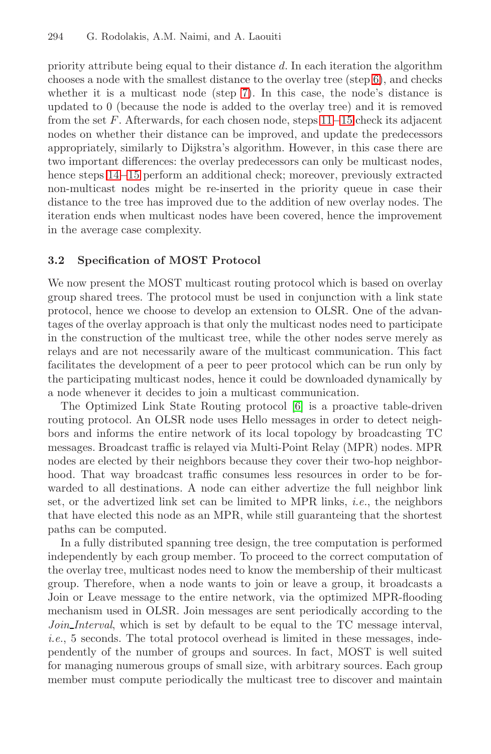priority attribute being equal to their distance $d$. In each iteration the algorithm chooses a node with the smallest distance to the overlay tree (step 6), and checks whether it is a multicast node (step 7). In this case, the node's distance is updated to 0 (because the node is added to the overlay tree) and it is removed from the set $F$. Afterwards, for each chosen node, steps 11–15 check its adjacent nodes on whether their distance can be improved, and update the predecessors appropriately, similarly to Dijkstra's algorithm. However, in this case there are two important differences: the overlay predecessors can only be multicast nodes, hence steps 14–15 perform an additional check; moreover, previously extracted non-multicast nodes might be re-inserted in the priority queue in case their distance to the tree has improved due to the addition of new overlay nodes. The iteration ends when multicast nodes have been covered, hence the improvement in the average case complexity.

### 3.2 Specification of MOST Protocol

We now present the MOST multicast routing protocol which is based on overlay group shared trees. The protocol must be used in conjunction with a link state protocol, hence we choose to develop an extension to OLSR. One of the advantages of the overlay approach is that only the multicast nodes need to participate in the construction of the multicast tree, while the other nodes serve merely as relays and are not necessarily aware of the multicast communication. This fact facilitates the development of a peer to peer protocol which can be run only by the participating multicast nodes, hence it could be downloaded dynamically by a node whenever it decides to join a multicast communication.

The Optimized Link State Routing protocol [6] is a proactive table-driven routing protocol. An OLSR node uses Hello messages in order to detect neighbors and informs the entire network of its local topology by broadcasting TC messages. Broadcast traffic is relayed via Multi-Point Relay (MPR) nodes. MPR nodes are elected by their neighbors because they cover their two-hop neighborhood. That way broadcast traffic consumes less resources in order to be forwarded to all destinations. A node can either advertize the full neighbor link set, or the advertized link set can be limited to MPR links, *i.e.*, the neighbors that have elected this node as an MPR, while still guaranteing that the shortest paths can be computed.

In a fully distributed spanning tree design, the tree computation is performed independently by each group member. To proceed to the correct computation of the overlay tree, multicast nodes need to know the membership of their multicast group. Therefore, when a node wants to join or leave a group, it broadcasts a Join or Leave message to the entire network, via the optimized MPR-flooding mechanism used in OLSR. Join messages are sent periodically according to the *Join_Interval*, which is set by default to be equal to the TC message interval, *i.e.*, 5 seconds. The total protocol overhead is limited in these messages, independently of the number of groups and sources. In fact, MOST is well suited for managing numerous groups of small size, with arbitrary sources. Each group member must compute periodically the multicast tree to discover and maintain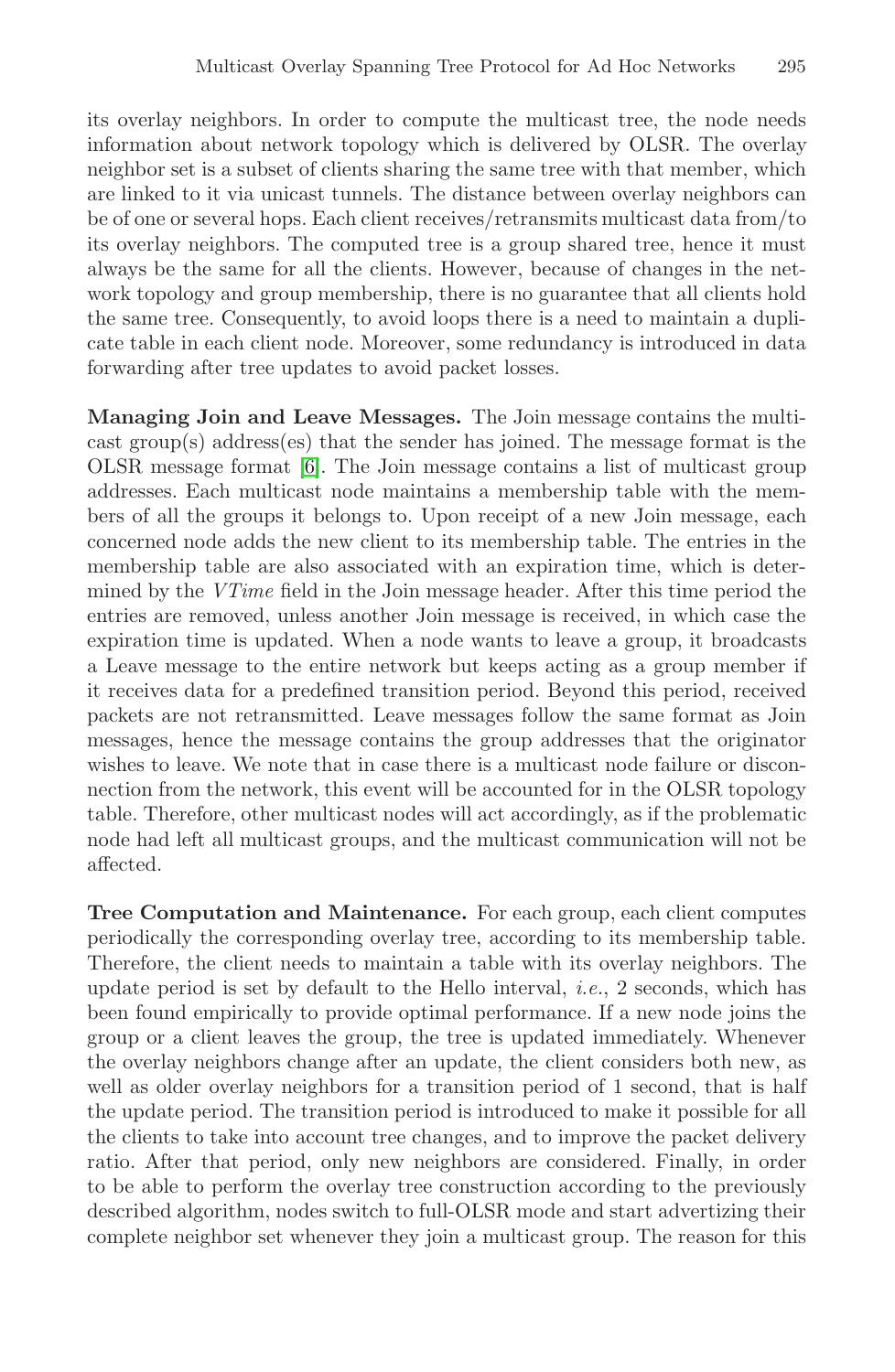its overlay neighbors. In order to compute the multicast tree, the node needs information about network topology which is delivered by OLSR. The overlay neighbor set is a subset of clients sharing the same tree with that member, which are linked to it via unicast tunnels. The distance between overlay neighbors can be of one or several hops. Each client receives/retransmits multicast data from/to its overlay neighbors. The computed tree is a group shared tree, hence it must always be the same for all the clients. However, because of changes in the network topology and group membership, there is no guarantee that all clients hold the same tree. Consequently, to avoid loops there is a need to maintain a duplicate table in each client node. Moreover, some redundancy is introduced in data forwarding after tree updates to avoid packet losses.

**Managing Join and Leave Messages.** The Join message contains the multicast group(s) address(es) that the sender has joined. The message format is the OLSR message format [6]. The Join message contains a list of multicast group addresses. Each multicast node maintains a membership table with the members of all the groups it belongs to. Upon receipt of a new Join message, each concerned node adds the new client to its membership table. The entries in the membership table are also associated with an expiration time, which is determined by the *VTime* field in the Join message header. After this time period the entries are removed, unless another Join message is received, in which case the expiration time is updated. When a node wants to leave a group, it broadcasts a Leave message to the entire network but keeps acting as a group member if it receives data for a predefined transition period. Beyond this period, received packets are not retransmitted. Leave messages follow the same format as Join messages, hence the message contains the group addresses that the originator wishes to leave. We note that in case there is a multicast node failure or disconnection from the network, this event will be accounted for in the OLSR topology table. Therefore, other multicast nodes will act accordingly, as if the problematic node had left all multicast groups, and the multicast communication will not be affected.

**Tree Computation and Maintenance.** For each group, each client computes periodically the corresponding overlay tree, according to its membership table. Therefore, the client needs to maintain a table with its overlay neighbors. The update period is set by default to the Hello interval, *i.e.*, 2 seconds, which has been found empirically to provide optimal performance. If a new node joins the group or a client leaves the group, the tree is updated immediately. Whenever the overlay neighbors change after an update, the client considers both new, as well as older overlay neighbors for a transition period of 1 second, that is half the update period. The transition period is introduced to make it possible for all the clients to take into account tree changes, and to improve the packet delivery ratio. After that period, only new neighbors are considered. Finally, in order to be able to perform the overlay tree construction according to the previously described algorithm, nodes switch to full-OLSR mode and start advertizing their complete neighbor set whenever they join a multicast group. The reason for this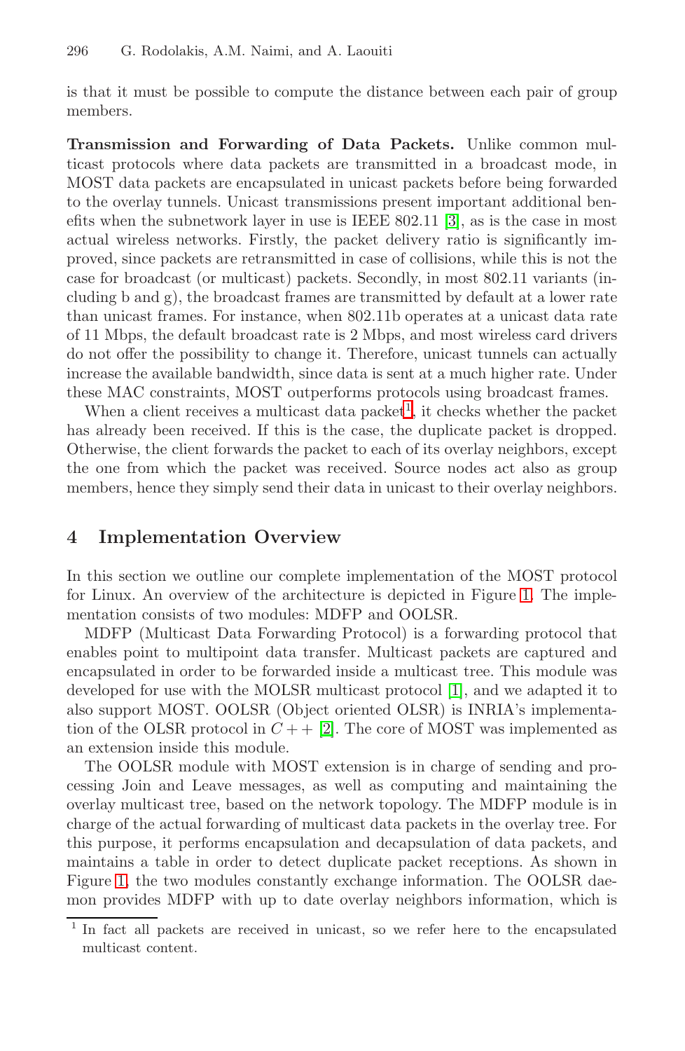is that it must be possible to compute the distance between each pair of group members.

**Transmission and Forwarding of Data Packets.** Unlike common multicast protocols where data packets are transmitted in a broadcast mode, in MOST data packets are encapsulated in unicast packets before being forwarded to the overlay tunnels. Unicast transmissions present important additional benefits when the subnetwork layer in use is IEEE 802.11 [3], as is the case in most actual wireless networks. Firstly, the packet delivery ratio is significantly improved, since packets are retransmitted in case of collisions, while this is not the case for broadcast (or multicast) packets. Secondly, in most 802.11 variants (including b and g), the broadcast frames are transmitted by default at a lower rate than unicast frames. For instance, when 802.11b operates at a unicast data rate of 11 Mbps, the default broadcast rate is 2 Mbps, and most wireless card drivers do not offer the possibility to change it. Therefore, unicast tunnels can actually increase the available bandwidth, since data is sent at a much higher rate. Under these MAC constraints, MOST outperforms protocols using broadcast frames.

When a client receives a multicast data packet[1], it checks whether the packet has already been received. If this is the case, the duplicate packet is dropped. Otherwise, the client forwards the packet to each of its overlay neighbors, except the one from which the packet was received. Source nodes act also as group members, hence they simply send their data in unicast to their overlay neighbors.

## 4 Implementation Overview

In this section we outline our complete implementation of the MOST protocol for Linux. An overview of the architecture is depicted in Figure 1. The implementation consists of two modules: MDFP and OOLSR.

MDFP (Multicast Data Forwarding Protocol) is a forwarding protocol that enables point to multipoint data transfer. Multicast packets are captured and encapsulated in order to be forwarded inside a multicast tree. This module was developed for use with the MOLSR multicast protocol [1], and we adapted it to also support MOST. OOLSR (Object oriented OLSR) is INRIA's implementation of the OLSR protocol in $C++$ [2]. The core of MOST was implemented as an extension inside this module.

The OOLSR module with MOST extension is in charge of sending and processing Join and Leave messages, as well as computing and maintaining the overlay multicast tree, based on the network topology. The MDFP module is in charge of the actual forwarding of multicast data packets in the overlay tree. For this purpose, it performs encapsulation and decapsulation of data packets, and maintains a table in order to detect duplicate packet receptions. As shown in Figure 1, the two modules constantly exchange information. The OOLSR daemon provides MDFP with up to date overlay neighbors information, which is

[1] In fact all packets are received in unicast, so we refer here to the encapsulated multicast content.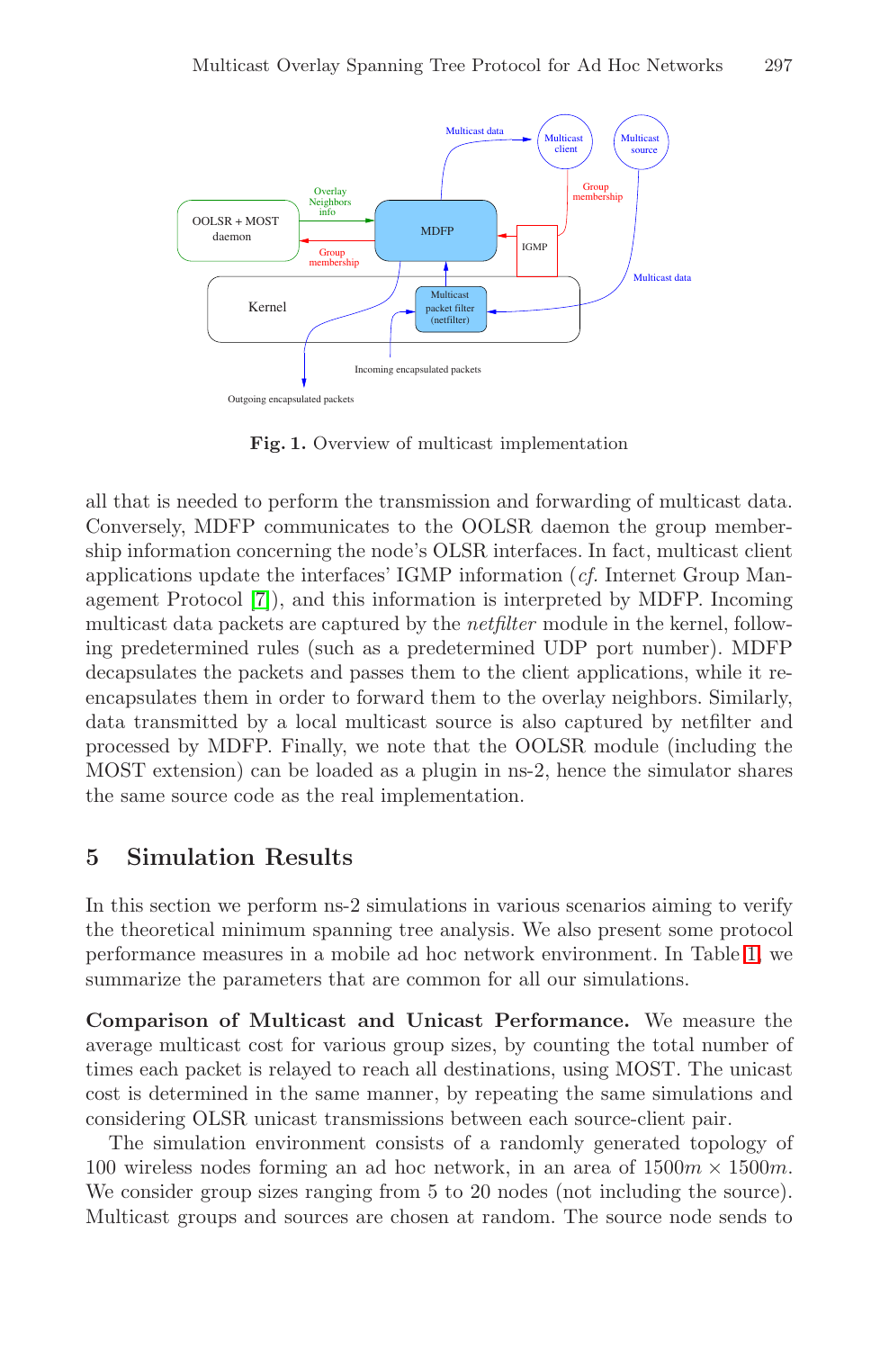Fig. 1. Overview of multicast implementation

all that is needed to perform the transmission and forwarding of multicast data. Conversely, MDFP communicates to the OOLSR daemon the group membership information concerning the node's OLSR interfaces. In fact, multicast client applications update the interfaces' IGMP information (*cf.* Internet Group Management Protocol [7]), and this information is interpreted by MDFP. Incoming multicast data packets are captured by the *netfilter* module in the kernel, following predetermined rules (such as a predetermined UDP port number). MDFP decapsulates the packets and passes them to the client applications, while it re-encapsulates them in order to forward them to the overlay neighbors. Similarly, data transmitted by a local multicast source is also captured by netfilter and processed by MDFP. Finally, we note that the OOLSR module (including the MOST extension) can be loaded as a plugin in ns-2, hence the simulator shares the same source code as the real implementation.

## 5 Simulation Results

In this section we perform ns-2 simulations in various scenarios aiming to verify the theoretical minimum spanning tree analysis. We also present some protocol performance measures in a mobile ad hoc network environment. In Table 1, we summarize the parameters that are common for all our simulations.

**Comparison of Multicast and Unicast Performance.** We measure the average multicast cost for various group sizes, by counting the total number of times each packet is relayed to reach all destinations, using MOST. The unicast cost is determined in the same manner, by repeating the same simulations and considering OLSR unicast transmissions between each source-client pair.

The simulation environment consists of a randomly generated topology of 100 wireless nodes forming an ad hoc network, in an area of $1500m \times 1500m$. We consider group sizes ranging from 5 to 20 nodes (not including the source). Multicast groups and sources are chosen at random. The source node sends to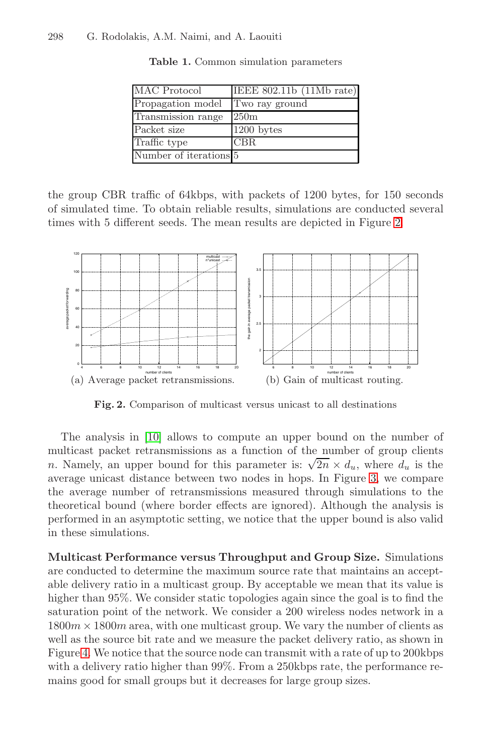**Table 1.** Common simulation parameters

| MAC Protocol | IEEE 802.11b (11Mb rate) |
|---|---|
| Propagation model | Two ray ground |
| Transmission range | 250m |
| Packet size | 1200 bytes |
| Traffic type | CBR |
| Number of iterations | 5 |

the group CBR traffic of 64kbps, with packets of 1200 bytes, for 150 seconds of simulated time. To obtain reliable results, simulations are conducted several times with 5 different seeds. The mean results are depicted in Figure 2.

(a) Average packet retransmissions.

(b) Gain of multicast routing.

**Fig. 2.** Comparison of multicast versus unicast to all destinations

The analysis in [10] allows to compute an upper bound on the number of multicast packet retransmissions as a function of the number of group clients $n$. Namely, an upper bound for this parameter is: $\sqrt{2n} \times d_u$, where $d_u$ is the average unicast distance between two nodes in hops. In Figure 3, we compare the average number of retransmissions measured through simulations to the theoretical bound (where border effects are ignored). Although the analysis is performed in an asymptotic setting, we notice that the upper bound is also valid in these simulations.

**Multicast Performance versus Throughput and Group Size.** Simulations are conducted to determine the maximum source rate that maintains an acceptable delivery ratio in a multicast group. By acceptable we mean that its value is higher than 95%. We consider static topologies again since the goal is to find the saturation point of the network. We consider a 200 wireless nodes network in a $1800m \times 1800m$ area, with one multicast group. We vary the number of clients as well as the source bit rate and we measure the packet delivery ratio, as shown in Figure 4. We notice that the source node can transmit with a rate of up to 200kbps with a delivery ratio higher than 99%. From a 250kbps rate, the performance remains good for small groups but it decreases for large group sizes.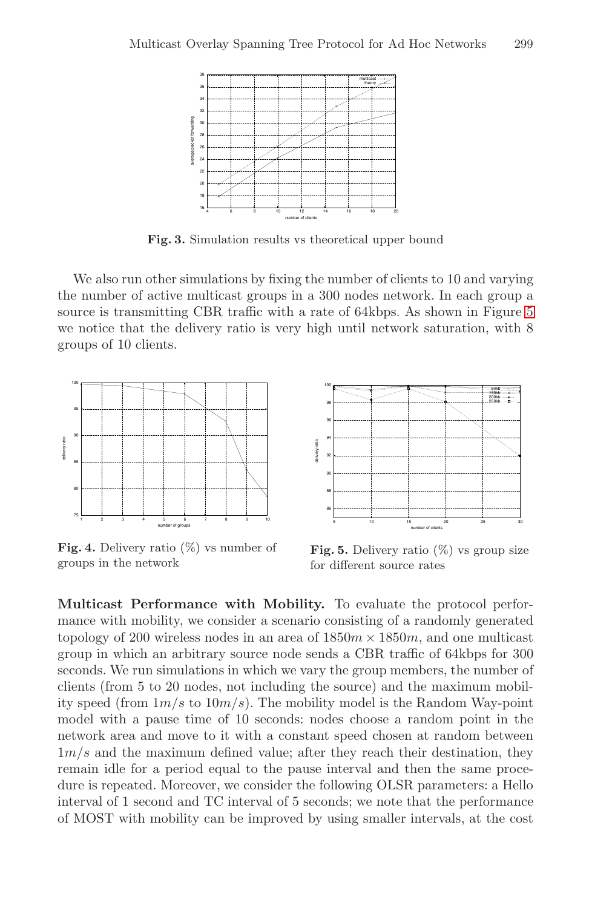**Fig. 3.** Simulation results vs theoretical upper bound

We also run other simulations by fixing the number of clients to 10 and varying the number of active multicast groups in a 300 nodes network. In each group a source is transmitting CBR traffic with a rate of 64kbps. As shown in Figure 5 we notice that the delivery ratio is very high until network saturation, with 8 groups of 10 clients.

**Fig. 4.** Delivery ratio (%) vs number of groups in the network

**Fig. 5.** Delivery ratio (%) vs group size for different source rates

**Multicast Performance with Mobility.** To evaluate the protocol performance with mobility, we consider a scenario consisting of a randomly generated topology of 200 wireless nodes in an area of $1850m \times 1850m$, and one multicast group in which an arbitrary source node sends a CBR traffic of 64kbps for 300 seconds. We run simulations in which we vary the group members, the number of clients (from 5 to 20 nodes, not including the source) and the maximum mobility speed (from $1m/s$ to $10m/s$). The mobility model is the Random Way-point model with a pause time of 10 seconds: nodes choose a random point in the network area and move to it with a constant speed chosen at random between $1m/s$ and the maximum defined value; after they reach their destination, they remain idle for a period equal to the pause interval and then the same procedure is repeated. Moreover, we consider the following OLSR parameters: a Hello interval of 1 second and TC interval of 5 seconds; we note that the performance of MOST with mobility can be improved by using smaller intervals, at the cost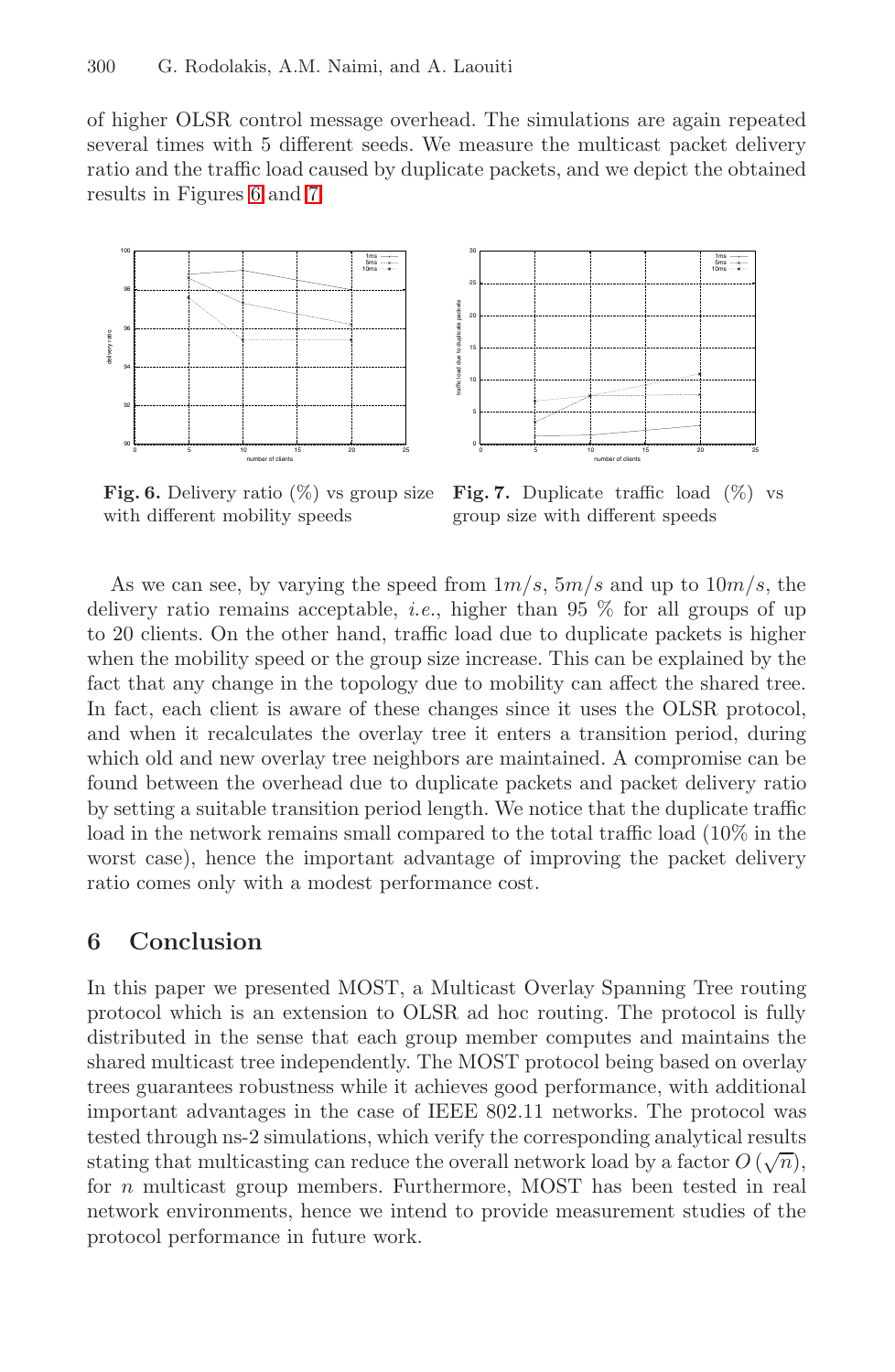of higher OLSR control message overhead. The simulations are again repeated several times with 5 different seeds. We measure the multicast packet delivery ratio and the traffic load caused by duplicate packets, and we depict the obtained results in Figures 6 and 7.

**Fig. 6.** Delivery ratio (%) vs group size with different mobility speeds

**Fig. 7.** Duplicate traffic load (%) vs group size with different speeds

As we can see, by varying the speed from $1m/s$, $5m/s$ and up to $10m/s$, the delivery ratio remains acceptable, *i.e.*, higher than 95 % for all groups of up to 20 clients. On the other hand, traffic load due to duplicate packets is higher when the mobility speed or the group size increase. This can be explained by the fact that any change in the topology due to mobility can affect the shared tree. In fact, each client is aware of these changes since it uses the OLSR protocol, and when it recalculates the overlay tree it enters a transition period, during which old and new overlay tree neighbors are maintained. A compromise can be found between the overhead due to duplicate packets and packet delivery ratio by setting a suitable transition period length. We notice that the duplicate traffic load in the network remains small compared to the total traffic load (10% in the worst case), hence the important advantage of improving the packet delivery ratio comes only with a modest performance cost.

## 6 Conclusion

In this paper we presented MOST, a Multicast Overlay Spanning Tree routing protocol which is an extension to OLSR ad hoc routing. The protocol is fully distributed in the sense that each group member computes and maintains the shared multicast tree independently. The MOST protocol being based on overlay trees guarantees robustness while it achieves good performance, with additional important advantages in the case of IEEE 802.11 networks. The protocol was tested through ns-2 simulations, which verify the corresponding analytical results stating that multicasting can reduce the overall network load by a factor $O(\sqrt{n})$, for $n$ multicast group members. Furthermore, MOST has been tested in real network environments, hence we intend to provide measurement studies of the protocol performance in future work.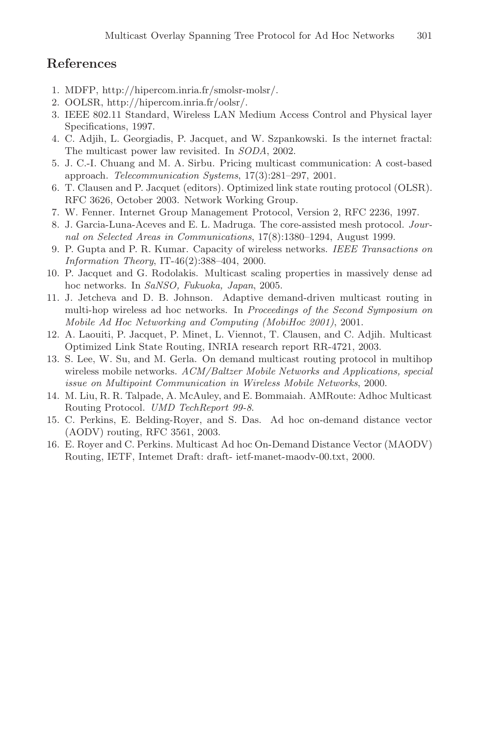## References

1. MDFP, http://hipercom.inria.fr/smolsr-molsr/.
2. OOLSR, http://hipercom.inria.fr/oolsr/.
3. IEEE 802.11 Standard, Wireless LAN Medium Access Control and Physical layer Specifications, 1997.
4. C. Adjih, L. Georgiadis, P. Jacquet, and W. Szpankowski. Is the internet fractal: The multicast power law revisited. In *SODA*, 2002.
5. J. C.-I. Chuang and M. A. Sirbu. Pricing multicast communication: A cost-based approach. *Telecommunication Systems*, 17(3):281–297, 2001.
6. T. Clausen and P. Jacquet (editors). Optimized link state routing protocol (OLSR). RFC 3626, October 2003. Network Working Group.
7. W. Fenner. Internet Group Management Protocol, Version 2, RFC 2236, 1997.
8. J. Garcia-Luna-Aceves and E. L. Madruga. The core-assisted mesh protocol. *Journal on Selected Areas in Communications*, 17(8):1380–1294, August 1999.
9. P. Gupta and P. R. Kumar. Capacity of wireless networks. *IEEE Transactions on Information Theory*, IT-46(2):388–404, 2000.
10. P. Jacquet and G. Rodolakis. Multicast scaling properties in massively dense ad hoc networks. In *SaNSO, Fukuoka, Japan*, 2005.
11. J. Jetcheva and D. B. Johnson. Adaptive demand-driven multicast routing in multi-hop wireless ad hoc networks. In *Proceedings of the Second Symposium on Mobile Ad Hoc Networking and Computing (MobiHoc 2001)*, 2001.
12. A. Laouiti, P. Jacquet, P. Minet, L. Viennot, T. Clausen, and C. Adjih. Multicast Optimized Link State Routing, INRIA research report RR-4721, 2003.
13. S. Lee, W. Su, and M. Gerla. On demand multicast routing protocol in multihop wireless mobile networks. *ACM/Baltzer Mobile Networks and Applications, special issue on Multipoint Communication in Wireless Mobile Networks*, 2000.
14. M. Liu, R. R. Talpade, A. McAuley, and E. Bommaiah. AMRoute: Adhoc Multicast Routing Protocol. *UMD TechReport 99-8*.
15. C. Perkins, E. Belding-Royer, and S. Das. Ad hoc on-demand distance vector (AODV) routing, RFC 3561, 2003.
16. E. Royer and C. Perkins. Multicast Ad hoc On-Demand Distance Vector (MAODV) Routing, IETF, Intemet Draft: draft- ietf-manet-maodv-00.txt, 2000.